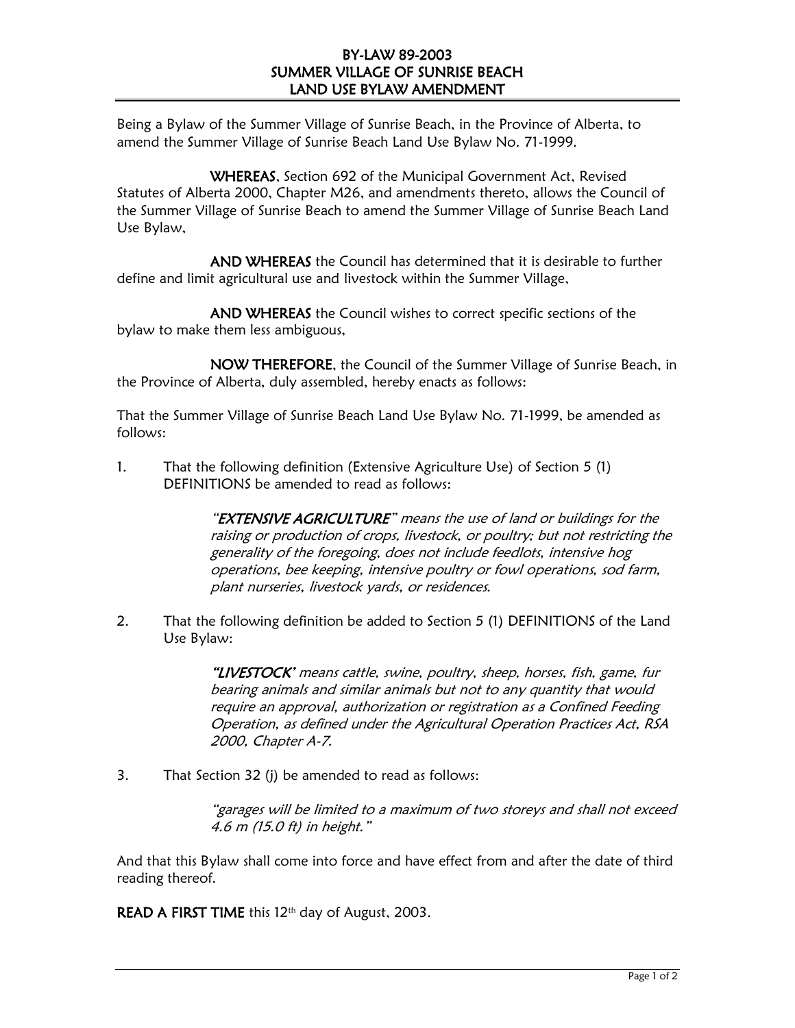# BY-LAW 89-2003
# SUMMER VILLAGE OF SUNRISE BEACH
# LAND USE BYLAW AMENDMENT

Being a Bylaw of the Summer Village of Sunrise Beach, in the Province of Alberta, to amend the Summer Village of Sunrise Beach Land Use Bylaw No. 71-1999.

**WHEREAS**, Section 692 of the Municipal Government Act, Revised Statutes of Alberta 2000, Chapter M26, and amendments thereto, allows the Council of the Summer Village of Sunrise Beach to amend the Summer Village of Sunrise Beach Land Use Bylaw,

**AND WHEREAS** the Council has determined that it is desirable to further define and limit agricultural use and livestock within the Summer Village,

**AND WHEREAS** the Council wishes to correct specific sections of the bylaw to make them less ambiguous,

**NOW THEREFORE**, the Council of the Summer Village of Sunrise Beach, in the Province of Alberta, duly assembled, hereby enacts as follows:

That the Summer Village of Sunrise Beach Land Use Bylaw No. 71-1999, be amended as follows:

1. That the following definition (Extensive Agriculture Use) of Section 5 (1) DEFINITIONS be amended to read as follows:

   *"**EXTENSIVE AGRICULTURE**" means the use of land or buildings for the raising or production of crops, livestock, or poultry; but not restricting the generality of the foregoing, does not include feedlots, intensive hog operations, bee keeping, intensive poultry or fowl operations, sod farm, plant nurseries, livestock yards, or residences.*

2. That the following definition be added to Section 5 (1) DEFINITIONS of the Land Use Bylaw:

   ***"LIVESTOCK"*** *means cattle, swine, poultry, sheep, horses, fish, game, fur bearing animals and similar animals but not to any quantity that would require an approval, authorization or registration as a Confined Feeding Operation, as defined under the Agricultural Operation Practices Act, RSA 2000, Chapter A-7.*

3. That Section 32 (j) be amended to read as follows:

   *"garages will be limited to a maximum of two storeys and shall not exceed 4.6 m (15.0 ft) in height."*

And that this Bylaw shall come into force and have effect from and after the date of third reading thereof.

**READ A FIRST TIME** this 12th day of August, 2003.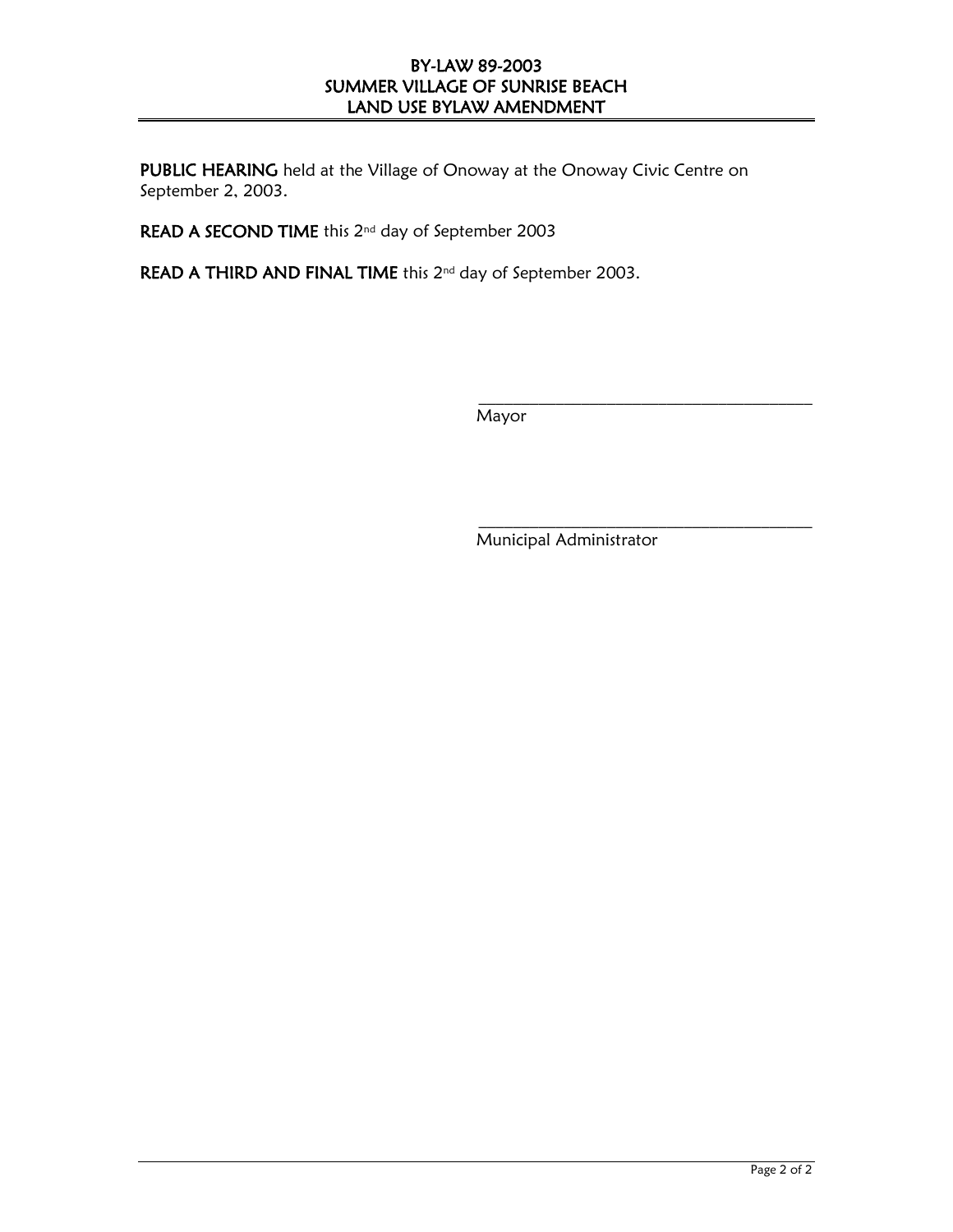**PUBLIC HEARING** held at the Village of Onoway at the Onoway Civic Centre on September 2, 2003.

**READ A SECOND TIME** this 2nd day of September 2003

**READ A THIRD AND FINAL TIME** this 2nd day of September 2003.

\_\_\_\_\_\_\_\_\_\_\_\_\_\_\_\_\_\_\_\_\_\_\_\_\_\_\_\_\_\_\_\_\_\_\_\_\_\_\_\_
Mayor

\_\_\_\_\_\_\_\_\_\_\_\_\_\_\_\_\_\_\_\_\_\_\_\_\_\_\_\_\_\_\_\_\_\_\_\_\_\_\_\_
Municipal Administrator